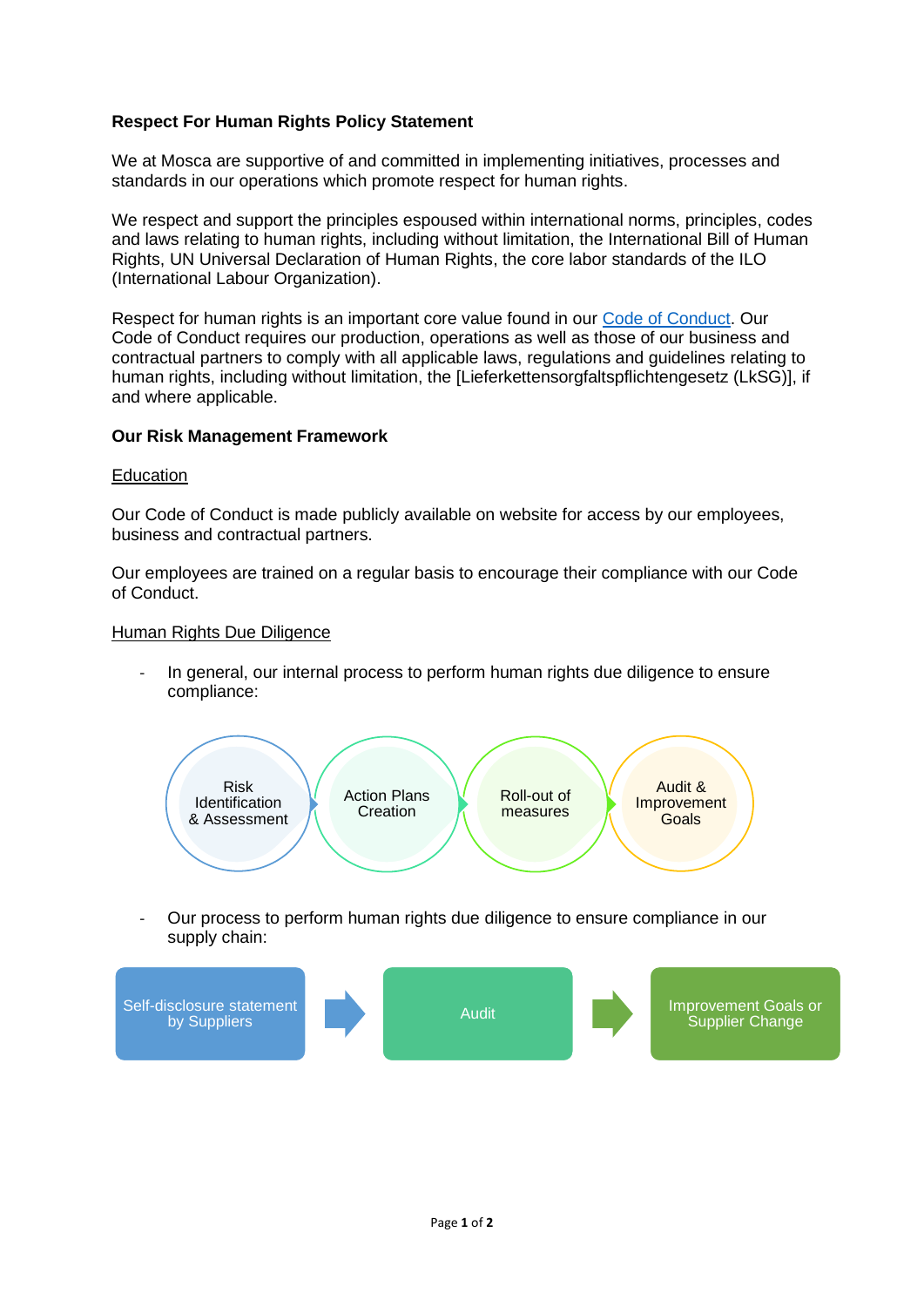**Respect For Human Rights Policy Statement**

We at Mosca are supportive of and committed in implementing initiatives, processes and standards in our operations which promote respect for human rights.

We respect and support the principles espoused within international norms, principles, codes and laws relating to human rights, including without limitation, the International Bill of Human Rights, UN Universal Declaration of Human Rights, the core labor standards of the ILO (International Labour Organization).

Respect for human rights is an important core value found in our Code of Conduct. Our Code of Conduct requires our production, operations as well as those of our business and contractual partners to comply with all applicable laws, regulations and guidelines relating to human rights, including without limitation, the [Lieferkettensorgfaltspflichtengesetz (LkSG)], if and where applicable.

**Our Risk Management Framework**

Education

Our Code of Conduct is made publicly available on website for access by our employees, business and contractual partners.

Our employees are trained on a regular basis to encourage their compliance with our Code of Conduct.

Human Rights Due Diligence

- In general, our internal process to perform human rights due diligence to ensure compliance:

Risk Identification & Assessment → Action Plans Creation → Roll-out of measures → Audit & Improvement Goals

- Our process to perform human rights due diligence to ensure compliance in our supply chain:

Self-disclosure statement by Suppliers → Audit → Improvement Goals or Supplier Change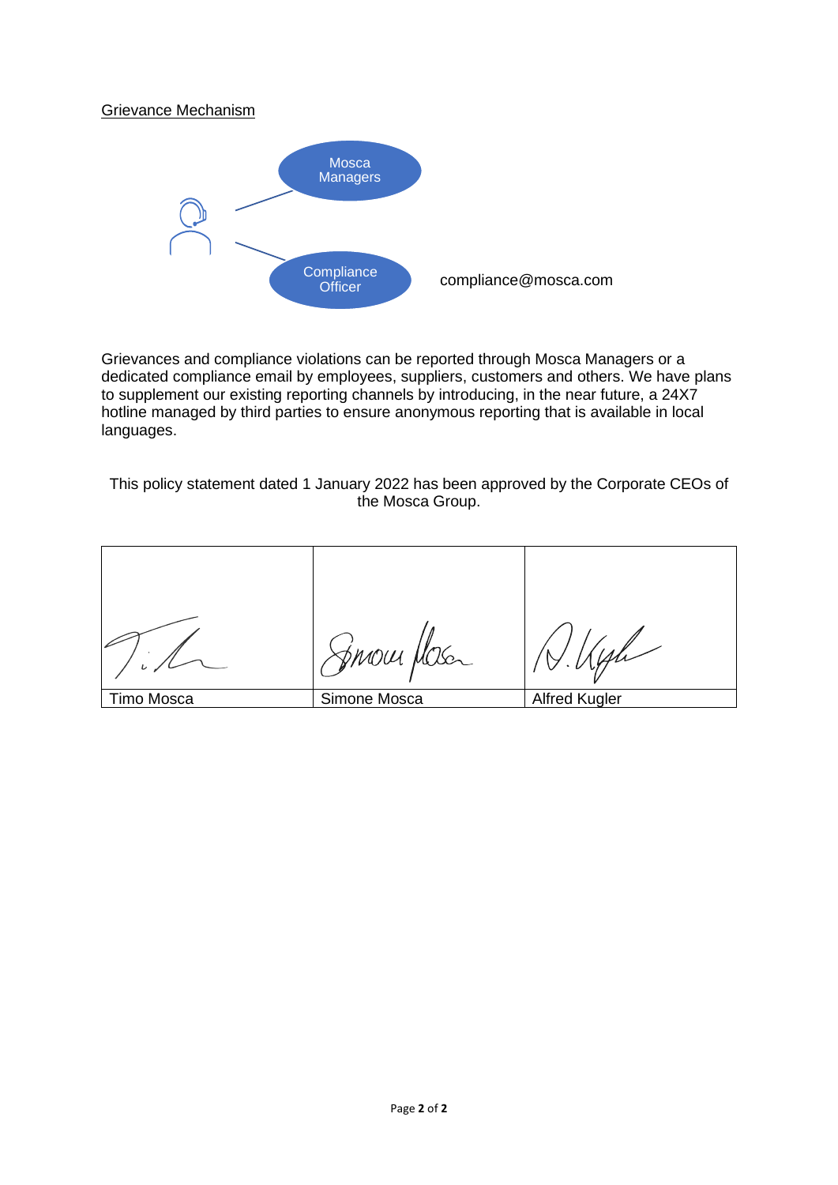Grievance Mechanism

Mosca Managers

Compliance Officer

compliance@mosca.com

Grievances and compliance violations can be reported through Mosca Managers or a dedicated compliance email by employees, suppliers, customers and others. We have plans to supplement our existing reporting channels by introducing, in the near future, a 24X7 hotline managed by third parties to ensure anonymous reporting that is available in local languages.

This policy statement dated 1 January 2022 has been approved by the Corporate CEOs of the Mosca Group.

| | | |
|---|---|---|
| Timo Mosca | Simone Mosca | Alfred Kugler |